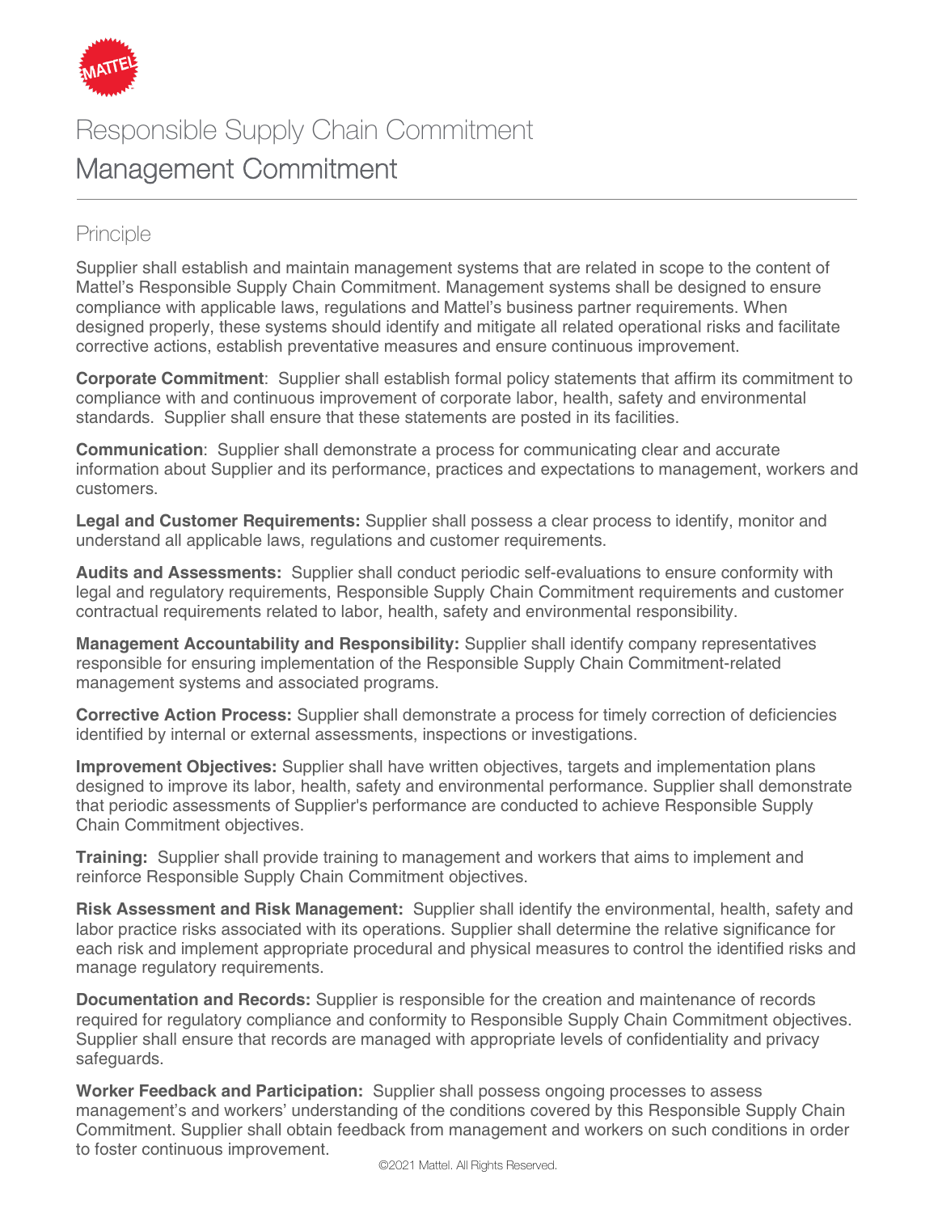# Responsible Supply Chain Commitment

## Management Commitment

### Principle

Supplier shall establish and maintain management systems that are related in scope to the content of Mattel's Responsible Supply Chain Commitment. Management systems shall be designed to ensure compliance with applicable laws, regulations and Mattel's business partner requirements. When designed properly, these systems should identify and mitigate all related operational risks and facilitate corrective actions, establish preventative measures and ensure continuous improvement.

**Corporate Commitment**: Supplier shall establish formal policy statements that affirm its commitment to compliance with and continuous improvement of corporate labor, health, safety and environmental standards. Supplier shall ensure that these statements are posted in its facilities.

**Communication**: Supplier shall demonstrate a process for communicating clear and accurate information about Supplier and its performance, practices and expectations to management, workers and customers.

**Legal and Customer Requirements:** Supplier shall possess a clear process to identify, monitor and understand all applicable laws, regulations and customer requirements.

**Audits and Assessments:** Supplier shall conduct periodic self-evaluations to ensure conformity with legal and regulatory requirements, Responsible Supply Chain Commitment requirements and customer contractual requirements related to labor, health, safety and environmental responsibility.

**Management Accountability and Responsibility:** Supplier shall identify company representatives responsible for ensuring implementation of the Responsible Supply Chain Commitment-related management systems and associated programs.

**Corrective Action Process:** Supplier shall demonstrate a process for timely correction of deficiencies identified by internal or external assessments, inspections or investigations.

**Improvement Objectives:** Supplier shall have written objectives, targets and implementation plans designed to improve its labor, health, safety and environmental performance. Supplier shall demonstrate that periodic assessments of Supplier's performance are conducted to achieve Responsible Supply Chain Commitment objectives.

**Training:** Supplier shall provide training to management and workers that aims to implement and reinforce Responsible Supply Chain Commitment objectives.

**Risk Assessment and Risk Management:** Supplier shall identify the environmental, health, safety and labor practice risks associated with its operations. Supplier shall determine the relative significance for each risk and implement appropriate procedural and physical measures to control the identified risks and manage regulatory requirements.

**Documentation and Records:** Supplier is responsible for the creation and maintenance of records required for regulatory compliance and conformity to Responsible Supply Chain Commitment objectives. Supplier shall ensure that records are managed with appropriate levels of confidentiality and privacy safeguards.

**Worker Feedback and Participation:** Supplier shall possess ongoing processes to assess management's and workers' understanding of the conditions covered by this Responsible Supply Chain Commitment. Supplier shall obtain feedback from management and workers on such conditions in order to foster continuous improvement.

©2021 Mattel. All Rights Reserved.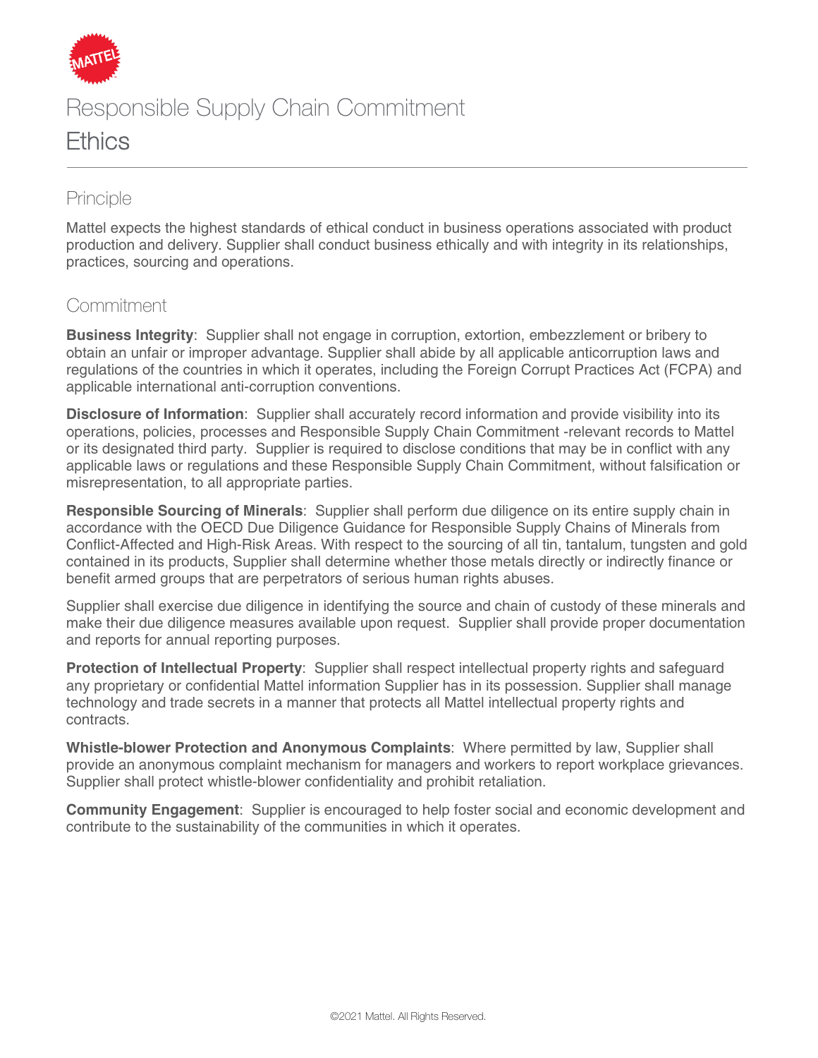# Responsible Supply Chain Commitment

## Ethics

### Principle

Mattel expects the highest standards of ethical conduct in business operations associated with product production and delivery. Supplier shall conduct business ethically and with integrity in its relationships, practices, sourcing and operations.

### Commitment

**Business Integrity**: Supplier shall not engage in corruption, extortion, embezzlement or bribery to obtain an unfair or improper advantage. Supplier shall abide by all applicable anticorruption laws and regulations of the countries in which it operates, including the Foreign Corrupt Practices Act (FCPA) and applicable international anti-corruption conventions.

**Disclosure of Information**: Supplier shall accurately record information and provide visibility into its operations, policies, processes and Responsible Supply Chain Commitment -relevant records to Mattel or its designated third party. Supplier is required to disclose conditions that may be in conflict with any applicable laws or regulations and these Responsible Supply Chain Commitment, without falsification or misrepresentation, to all appropriate parties.

**Responsible Sourcing of Minerals**: Supplier shall perform due diligence on its entire supply chain in accordance with the OECD Due Diligence Guidance for Responsible Supply Chains of Minerals from Conflict-Affected and High-Risk Areas. With respect to the sourcing of all tin, tantalum, tungsten and gold contained in its products, Supplier shall determine whether those metals directly or indirectly finance or benefit armed groups that are perpetrators of serious human rights abuses.

Supplier shall exercise due diligence in identifying the source and chain of custody of these minerals and make their due diligence measures available upon request. Supplier shall provide proper documentation and reports for annual reporting purposes.

**Protection of Intellectual Property**: Supplier shall respect intellectual property rights and safeguard any proprietary or confidential Mattel information Supplier has in its possession. Supplier shall manage technology and trade secrets in a manner that protects all Mattel intellectual property rights and contracts.

**Whistle-blower Protection and Anonymous Complaints**: Where permitted by law, Supplier shall provide an anonymous complaint mechanism for managers and workers to report workplace grievances. Supplier shall protect whistle-blower confidentiality and prohibit retaliation.

**Community Engagement**: Supplier is encouraged to help foster social and economic development and contribute to the sustainability of the communities in which it operates.

©2021 Mattel. All Rights Reserved.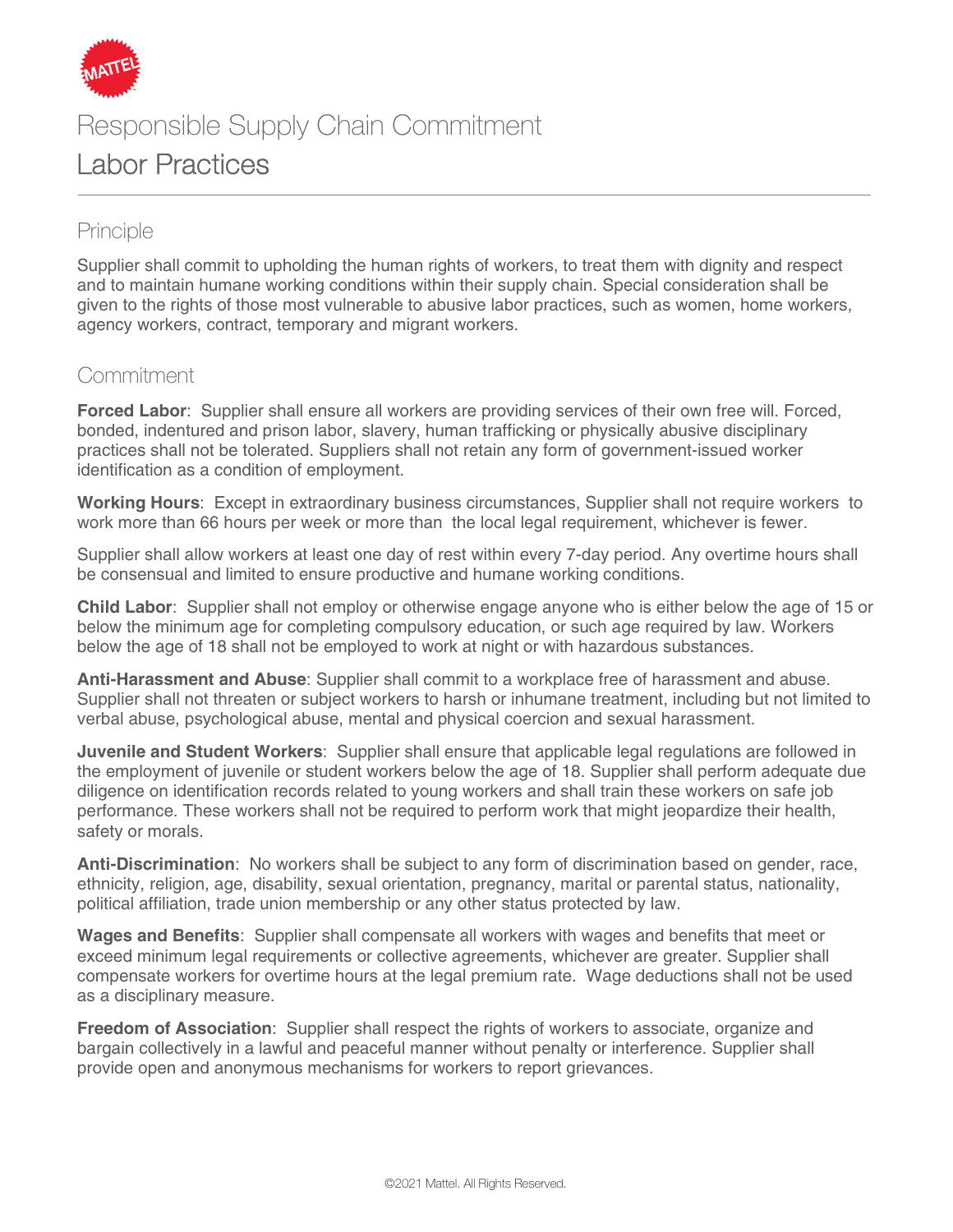# Responsible Supply Chain Commitment

## Labor Practices

### Principle

Supplier shall commit to upholding the human rights of workers, to treat them with dignity and respect and to maintain humane working conditions within their supply chain. Special consideration shall be given to the rights of those most vulnerable to abusive labor practices, such as women, home workers, agency workers, contract, temporary and migrant workers.

### Commitment

**Forced Labor**: Supplier shall ensure all workers are providing services of their own free will. Forced, bonded, indentured and prison labor, slavery, human trafficking or physically abusive disciplinary practices shall not be tolerated. Suppliers shall not retain any form of government-issued worker identification as a condition of employment.

**Working Hours**: Except in extraordinary business circumstances, Supplier shall not require workers to work more than 66 hours per week or more than the local legal requirement, whichever is fewer.

Supplier shall allow workers at least one day of rest within every 7-day period. Any overtime hours shall be consensual and limited to ensure productive and humane working conditions.

**Child Labor**: Supplier shall not employ or otherwise engage anyone who is either below the age of 15 or below the minimum age for completing compulsory education, or such age required by law. Workers below the age of 18 shall not be employed to work at night or with hazardous substances.

**Anti-Harassment and Abuse**: Supplier shall commit to a workplace free of harassment and abuse. Supplier shall not threaten or subject workers to harsh or inhumane treatment, including but not limited to verbal abuse, psychological abuse, mental and physical coercion and sexual harassment.

**Juvenile and Student Workers**: Supplier shall ensure that applicable legal regulations are followed in the employment of juvenile or student workers below the age of 18. Supplier shall perform adequate due diligence on identification records related to young workers and shall train these workers on safe job performance. These workers shall not be required to perform work that might jeopardize their health, safety or morals.

**Anti-Discrimination**: No workers shall be subject to any form of discrimination based on gender, race, ethnicity, religion, age, disability, sexual orientation, pregnancy, marital or parental status, nationality, political affiliation, trade union membership or any other status protected by law.

**Wages and Benefits**: Supplier shall compensate all workers with wages and benefits that meet or exceed minimum legal requirements or collective agreements, whichever are greater. Supplier shall compensate workers for overtime hours at the legal premium rate. Wage deductions shall not be used as a disciplinary measure.

**Freedom of Association**: Supplier shall respect the rights of workers to associate, organize and bargain collectively in a lawful and peaceful manner without penalty or interference. Supplier shall provide open and anonymous mechanisms for workers to report grievances.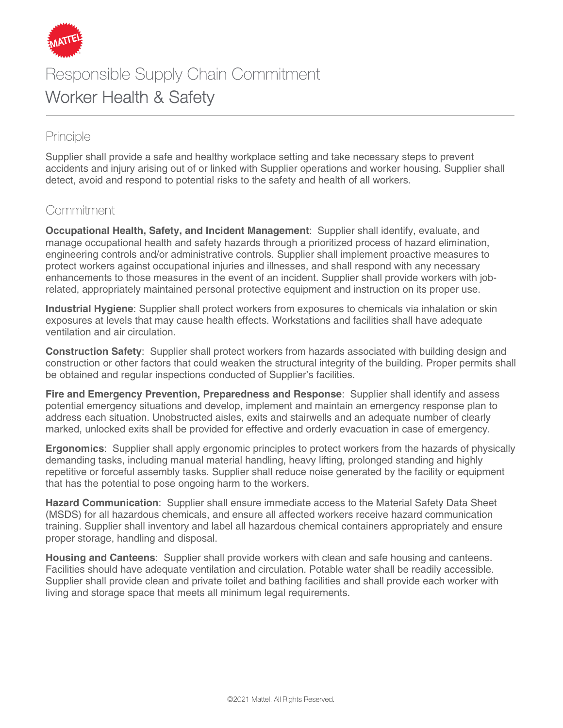# Responsible Supply Chain Commitment

## Worker Health & Safety

### Principle

Supplier shall provide a safe and healthy workplace setting and take necessary steps to prevent accidents and injury arising out of or linked with Supplier operations and worker housing. Supplier shall detect, avoid and respond to potential risks to the safety and health of all workers.

### Commitment

**Occupational Health, Safety, and Incident Management**: Supplier shall identify, evaluate, and manage occupational health and safety hazards through a prioritized process of hazard elimination, engineering controls and/or administrative controls. Supplier shall implement proactive measures to protect workers against occupational injuries and illnesses, and shall respond with any necessary enhancements to those measures in the event of an incident. Supplier shall provide workers with job-related, appropriately maintained personal protective equipment and instruction on its proper use.

**Industrial Hygiene**: Supplier shall protect workers from exposures to chemicals via inhalation or skin exposures at levels that may cause health effects. Workstations and facilities shall have adequate ventilation and air circulation.

**Construction Safety**: Supplier shall protect workers from hazards associated with building design and construction or other factors that could weaken the structural integrity of the building. Proper permits shall be obtained and regular inspections conducted of Supplier's facilities.

**Fire and Emergency Prevention, Preparedness and Response**: Supplier shall identify and assess potential emergency situations and develop, implement and maintain an emergency response plan to address each situation. Unobstructed aisles, exits and stairwells and an adequate number of clearly marked, unlocked exits shall be provided for effective and orderly evacuation in case of emergency.

**Ergonomics**: Supplier shall apply ergonomic principles to protect workers from the hazards of physically demanding tasks, including manual material handling, heavy lifting, prolonged standing and highly repetitive or forceful assembly tasks. Supplier shall reduce noise generated by the facility or equipment that has the potential to pose ongoing harm to the workers.

**Hazard Communication**: Supplier shall ensure immediate access to the Material Safety Data Sheet (MSDS) for all hazardous chemicals, and ensure all affected workers receive hazard communication training. Supplier shall inventory and label all hazardous chemical containers appropriately and ensure proper storage, handling and disposal.

**Housing and Canteens**: Supplier shall provide workers with clean and safe housing and canteens. Facilities should have adequate ventilation and circulation. Potable water shall be readily accessible. Supplier shall provide clean and private toilet and bathing facilities and shall provide each worker with living and storage space that meets all minimum legal requirements.

©2021 Mattel. All Rights Reserved.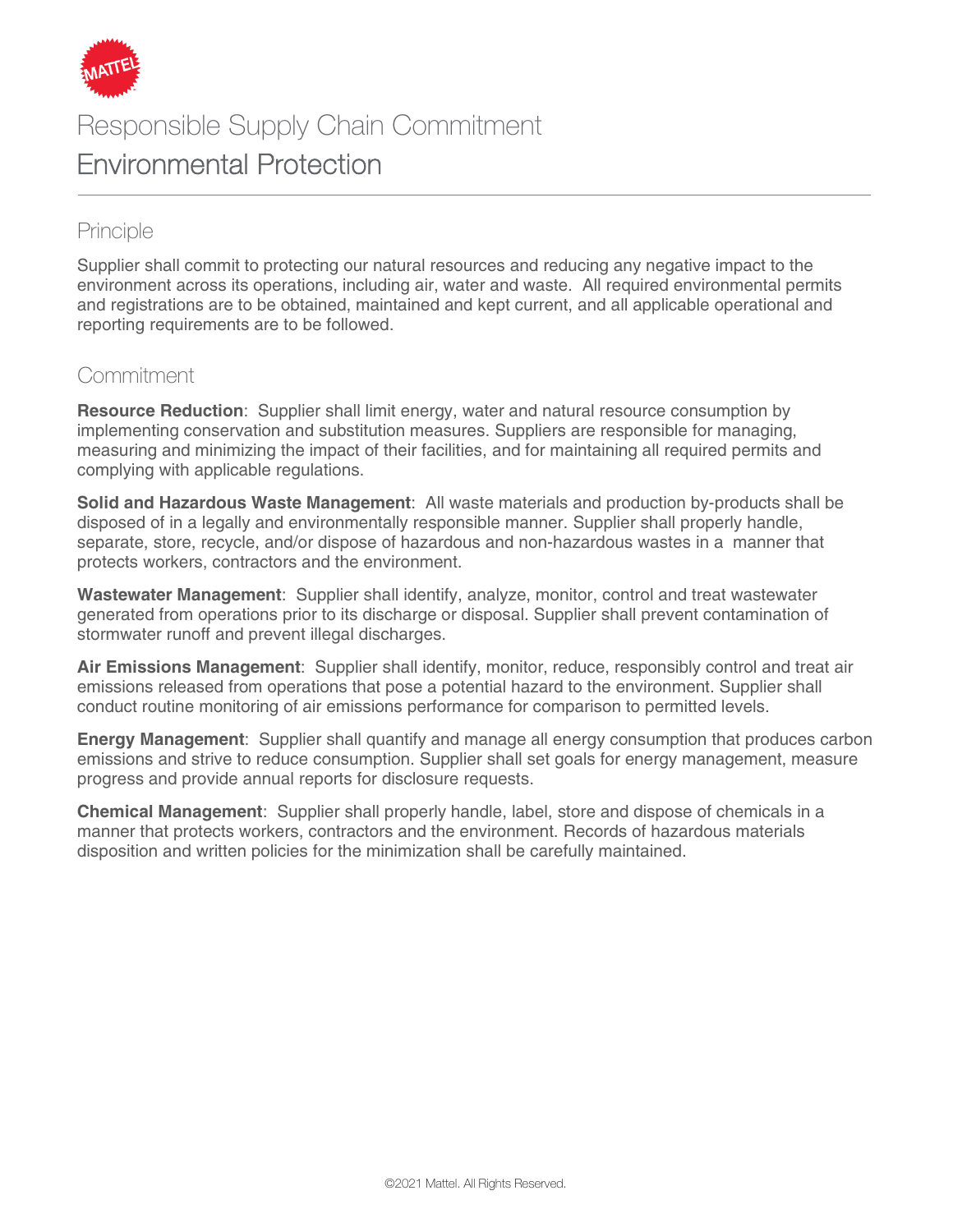# Responsible Supply Chain Commitment

## Environmental Protection

### Principle

Supplier shall commit to protecting our natural resources and reducing any negative impact to the environment across its operations, including air, water and waste. All required environmental permits and registrations are to be obtained, maintained and kept current, and all applicable operational and reporting requirements are to be followed.

### Commitment

**Resource Reduction**: Supplier shall limit energy, water and natural resource consumption by implementing conservation and substitution measures. Suppliers are responsible for managing, measuring and minimizing the impact of their facilities, and for maintaining all required permits and complying with applicable regulations.

**Solid and Hazardous Waste Management**: All waste materials and production by-products shall be disposed of in a legally and environmentally responsible manner. Supplier shall properly handle, separate, store, recycle, and/or dispose of hazardous and non-hazardous wastes in a manner that protects workers, contractors and the environment.

**Wastewater Management**: Supplier shall identify, analyze, monitor, control and treat wastewater generated from operations prior to its discharge or disposal. Supplier shall prevent contamination of stormwater runoff and prevent illegal discharges.

**Air Emissions Management**: Supplier shall identify, monitor, reduce, responsibly control and treat air emissions released from operations that pose a potential hazard to the environment. Supplier shall conduct routine monitoring of air emissions performance for comparison to permitted levels.

**Energy Management**: Supplier shall quantify and manage all energy consumption that produces carbon emissions and strive to reduce consumption. Supplier shall set goals for energy management, measure progress and provide annual reports for disclosure requests.

**Chemical Management**: Supplier shall properly handle, label, store and dispose of chemicals in a manner that protects workers, contractors and the environment. Records of hazardous materials disposition and written policies for the minimization shall be carefully maintained.

©2021 Mattel. All Rights Reserved.